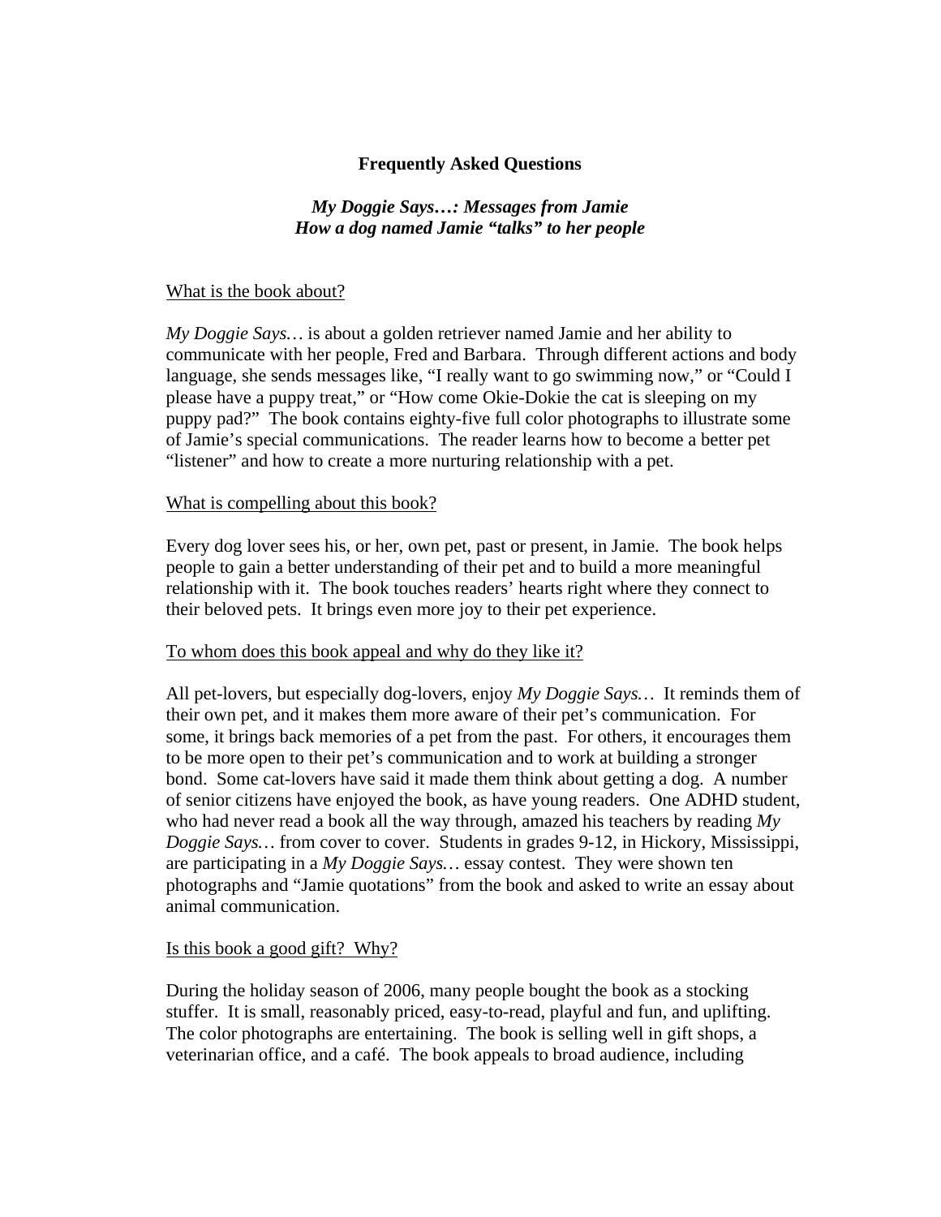# Frequently Asked Questions

## *My Doggie Says…: Messages from Jamie*
## *How a dog named Jamie "talks" to her people*

<u>What is the book about?</u>

*My Doggie Says…* is about a golden retriever named Jamie and her ability to communicate with her people, Fred and Barbara. Through different actions and body language, she sends messages like, "I really want to go swimming now," or "Could I please have a puppy treat," or "How come Okie-Dokie the cat is sleeping on my puppy pad?" The book contains eighty-five full color photographs to illustrate some of Jamie's special communications. The reader learns how to become a better pet "listener" and how to create a more nurturing relationship with a pet.

<u>What is compelling about this book?</u>

Every dog lover sees his, or her, own pet, past or present, in Jamie. The book helps people to gain a better understanding of their pet and to build a more meaningful relationship with it. The book touches readers' hearts right where they connect to their beloved pets. It brings even more joy to their pet experience.

<u>To whom does this book appeal and why do they like it?</u>

All pet-lovers, but especially dog-lovers, enjoy *My Doggie Says…* It reminds them of their own pet, and it makes them more aware of their pet's communication. For some, it brings back memories of a pet from the past. For others, it encourages them to be more open to their pet's communication and to work at building a stronger bond. Some cat-lovers have said it made them think about getting a dog. A number of senior citizens have enjoyed the book, as have young readers. One ADHD student, who had never read a book all the way through, amazed his teachers by reading *My Doggie Says…* from cover to cover. Students in grades 9-12, in Hickory, Mississippi, are participating in a *My Doggie Says…* essay contest. They were shown ten photographs and "Jamie quotations" from the book and asked to write an essay about animal communication.

<u>Is this book a good gift? Why?</u>

During the holiday season of 2006, many people bought the book as a stocking stuffer. It is small, reasonably priced, easy-to-read, playful and fun, and uplifting. The color photographs are entertaining. The book is selling well in gift shops, a veterinarian office, and a café. The book appeals to broad audience, including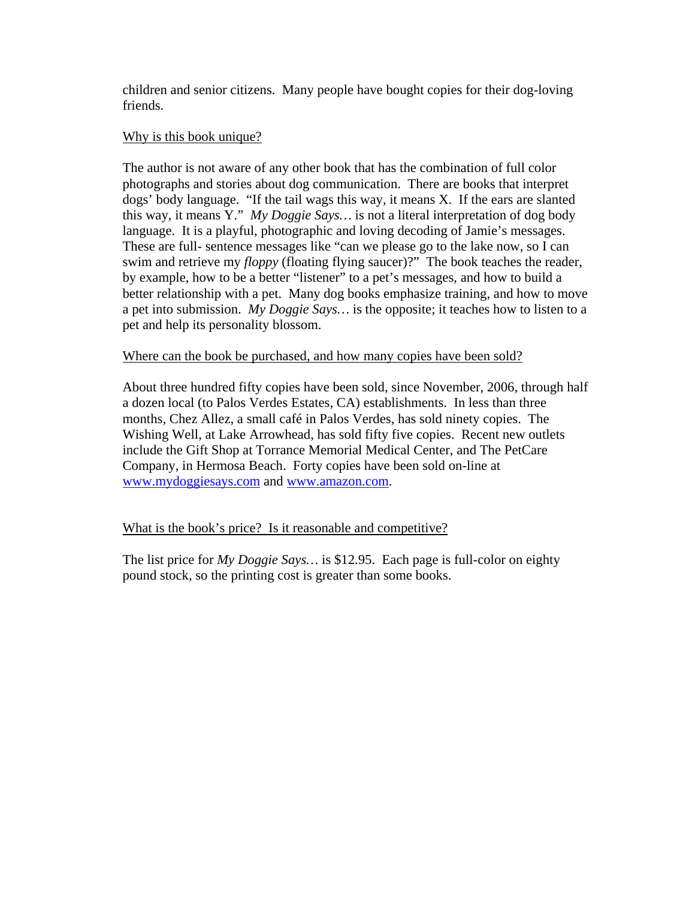children and senior citizens. Many people have bought copies for their dog-loving friends.

<u>Why is this book unique?</u>

The author is not aware of any other book that has the combination of full color photographs and stories about dog communication. There are books that interpret dogs' body language. "If the tail wags this way, it means X. If the ears are slanted this way, it means Y." *My Doggie Says…* is not a literal interpretation of dog body language. It is a playful, photographic and loving decoding of Jamie's messages. These are full- sentence messages like "can we please go to the lake now, so I can swim and retrieve my *floppy* (floating flying saucer)?" The book teaches the reader, by example, how to be a better "listener" to a pet's messages, and how to build a better relationship with a pet. Many dog books emphasize training, and how to move a pet into submission. *My Doggie Says…* is the opposite; it teaches how to listen to a pet and help its personality blossom.

<u>Where can the book be purchased, and how many copies have been sold?</u>

About three hundred fifty copies have been sold, since November, 2006, through half a dozen local (to Palos Verdes Estates, CA) establishments. In less than three months, Chez Allez, a small café in Palos Verdes, has sold ninety copies. The Wishing Well, at Lake Arrowhead, has sold fifty five copies. Recent new outlets include the Gift Shop at Torrance Memorial Medical Center, and The PetCare Company, in Hermosa Beach. Forty copies have been sold on-line at [www.mydoggiesays.com](http://www.mydoggiesays.com) and [www.amazon.com](http://www.amazon.com).

<u>What is the book's price? Is it reasonable and competitive?</u>

The list price for *My Doggie Says…* is $12.95. Each page is full-color on eighty pound stock, so the printing cost is greater than some books.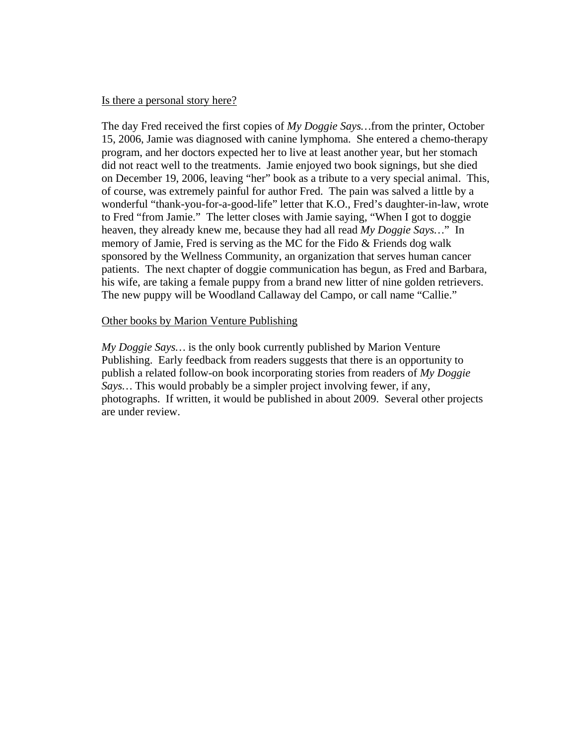Is there a personal story here?

The day Fred received the first copies of *My Doggie Says…*from the printer, October 15, 2006, Jamie was diagnosed with canine lymphoma. She entered a chemo-therapy program, and her doctors expected her to live at least another year, but her stomach did not react well to the treatments. Jamie enjoyed two book signings, but she died on December 19, 2006, leaving "her" book as a tribute to a very special animal. This, of course, was extremely painful for author Fred. The pain was salved a little by a wonderful "thank-you-for-a-good-life" letter that K.O., Fred's daughter-in-law, wrote to Fred "from Jamie." The letter closes with Jamie saying, "When I got to doggie heaven, they already knew me, because they had all read *My Doggie Says…*" In memory of Jamie, Fred is serving as the MC for the Fido & Friends dog walk sponsored by the Wellness Community, an organization that serves human cancer patients. The next chapter of doggie communication has begun, as Fred and Barbara, his wife, are taking a female puppy from a brand new litter of nine golden retrievers. The new puppy will be Woodland Callaway del Campo, or call name "Callie."

Other books by Marion Venture Publishing

*My Doggie Says…* is the only book currently published by Marion Venture Publishing. Early feedback from readers suggests that there is an opportunity to publish a related follow-on book incorporating stories from readers of *My Doggie Says…* This would probably be a simpler project involving fewer, if any, photographs. If written, it would be published in about 2009. Several other projects are under review.